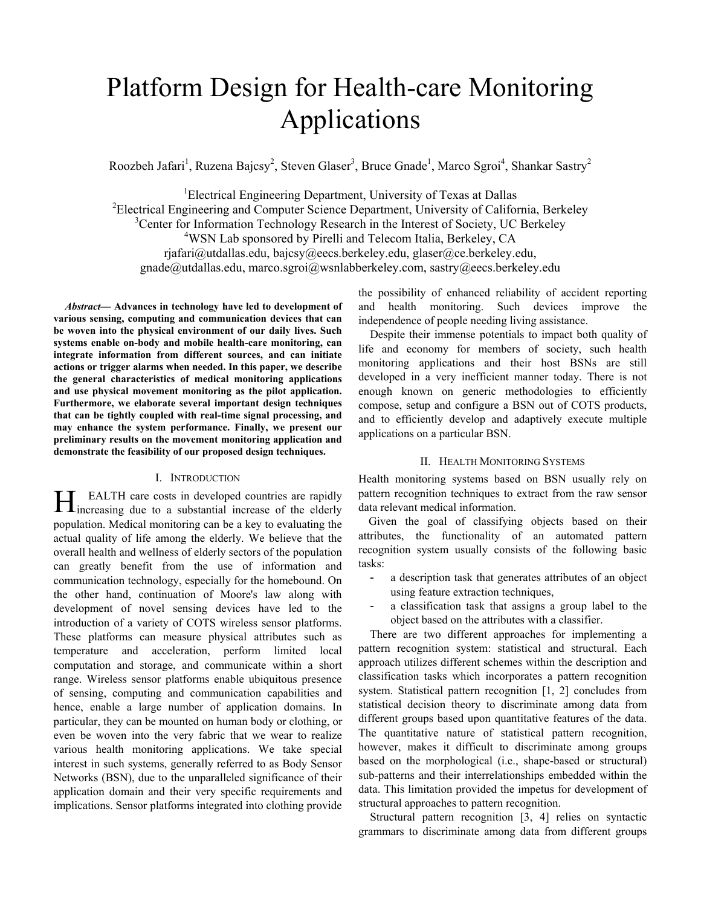# Platform Design for Health-care Monitoring Applications

Roozbeh Jafari[1], Ruzena Bajcsy[2], Steven Glaser[3], Bruce Gnade[1], Marco Sgroi[4], Shankar Sastry[2]

[1]Electrical Engineering Department, University of Texas at Dallas
[2]Electrical Engineering and Computer Science Department, University of California, Berkeley
[3]Center for Information Technology Research in the Interest of Society, UC Berkeley
[4]WSN Lab sponsored by Pirelli and Telecom Italia, Berkeley, CA
rjafari@utdallas.edu, bajcsy@eecs.berkeley.edu, glaser@ce.berkeley.edu,
gnade@utdallas.edu, marco.sgroi@wsnlabberkeley.com, sastry@eecs.berkeley.edu

***Abstract*— Advances in technology have led to development of various sensing, computing and communication devices that can be woven into the physical environment of our daily lives. Such systems enable on-body and mobile health-care monitoring, can integrate information from different sources, and can initiate actions or trigger alarms when needed. In this paper, we describe the general characteristics of medical monitoring applications and use physical movement monitoring as the pilot application. Furthermore, we elaborate several important design techniques that can be tightly coupled with real-time signal processing, and may enhance the system performance. Finally, we present our preliminary results on the movement monitoring application and demonstrate the feasibility of our proposed design techniques.**

## I. Introduction

HEALTH care costs in developed countries are rapidly increasing due to a substantial increase of the elderly population. Medical monitoring can be a key to evaluating the actual quality of life among the elderly. We believe that the overall health and wellness of elderly sectors of the population can greatly benefit from the use of information and communication technology, especially for the homebound. On the other hand, continuation of Moore's law along with development of novel sensing devices have led to the introduction of a variety of COTS wireless sensor platforms. These platforms can measure physical attributes such as temperature and acceleration, perform limited local computation and storage, and communicate within a short range. Wireless sensor platforms enable ubiquitous presence of sensing, computing and communication capabilities and hence, enable a large number of application domains. In particular, they can be mounted on human body or clothing, or even be woven into the very fabric that we wear to realize various health monitoring applications. We take special interest in such systems, generally referred to as Body Sensor Networks (BSN), due to the unparalleled significance of their application domain and their very specific requirements and implications. Sensor platforms integrated into clothing provide the possibility of enhanced reliability of accident reporting and health monitoring. Such devices improve the independence of people needing living assistance.

Despite their immense potentials to impact both quality of life and economy for members of society, such health monitoring applications and their host BSNs are still developed in a very inefficient manner today. There is not enough known on generic methodologies to efficiently compose, setup and configure a BSN out of COTS products, and to efficiently develop and adaptively execute multiple applications on a particular BSN.

## II. Health Monitoring Systems

Health monitoring systems based on BSN usually rely on pattern recognition techniques to extract from the raw sensor data relevant medical information.

Given the goal of classifying objects based on their attributes, the functionality of an automated pattern recognition system usually consists of the following basic tasks:

- a description task that generates attributes of an object using feature extraction techniques,
- a classification task that assigns a group label to the object based on the attributes with a classifier.

There are two different approaches for implementing a pattern recognition system: statistical and structural. Each approach utilizes different schemes within the description and classification tasks which incorporates a pattern recognition system. Statistical pattern recognition [1, 2] concludes from statistical decision theory to discriminate among data from different groups based upon quantitative features of the data. The quantitative nature of statistical pattern recognition, however, makes it difficult to discriminate among groups based on the morphological (i.e., shape-based or structural) sub-patterns and their interrelationships embedded within the data. This limitation provided the impetus for development of structural approaches to pattern recognition.

Structural pattern recognition [3, 4] relies on syntactic grammars to discriminate among data from different groups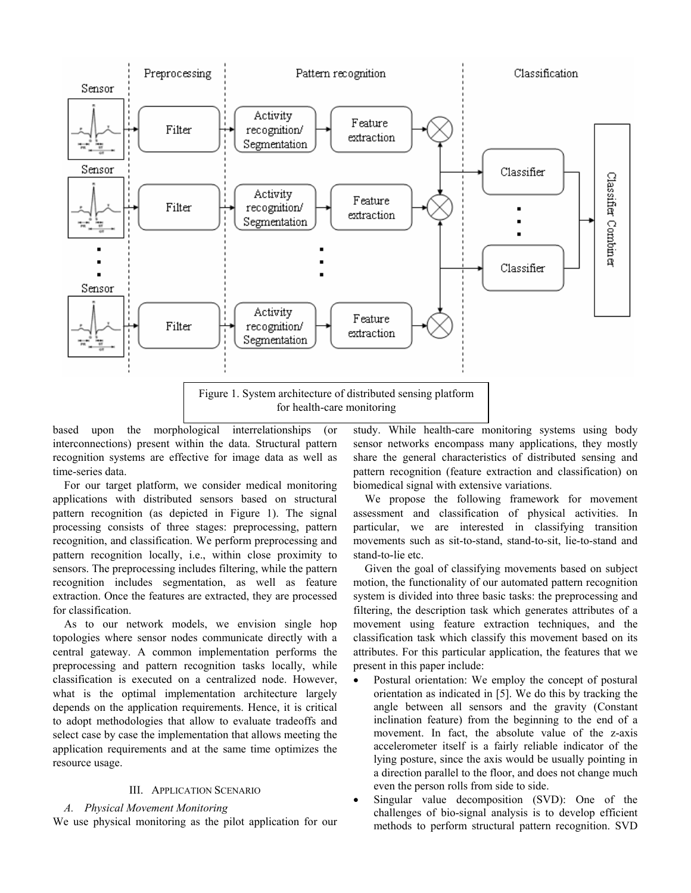Preprocessing

Pattern recognition

Classification

Sensor

Filter

Activity recognition/ Segmentation

Feature extraction

Classifier

Classifier Combiner

Figure 1. System architecture of distributed sensing platform for health-care monitoring

based upon the morphological interrelationships (or interconnections) present within the data. Structural pattern recognition systems are effective for image data as well as time-series data.

For our target platform, we consider medical monitoring applications with distributed sensors based on structural pattern recognition (as depicted in Figure 1). The signal processing consists of three stages: preprocessing, pattern recognition, and classification. We perform preprocessing and pattern recognition locally, i.e., within close proximity to sensors. The preprocessing includes filtering, while the pattern recognition includes segmentation, as well as feature extraction. Once the features are extracted, they are processed for classification.

As to our network models, we envision single hop topologies where sensor nodes communicate directly with a central gateway. A common implementation performs the preprocessing and pattern recognition tasks locally, while classification is executed on a centralized node. However, what is the optimal implementation architecture largely depends on the application requirements. Hence, it is critical to adopt methodologies that allow to evaluate tradeoffs and select case by case the implementation that allows meeting the application requirements and at the same time optimizes the resource usage.

## III. Application Scenario

### *A. Physical Movement Monitoring*

We use physical monitoring as the pilot application for our study. While health-care monitoring systems using body sensor networks encompass many applications, they mostly share the general characteristics of distributed sensing and pattern recognition (feature extraction and classification) on biomedical signal with extensive variations.

We propose the following framework for movement assessment and classification of physical activities. In particular, we are interested in classifying transition movements such as sit-to-stand, stand-to-sit, lie-to-stand and stand-to-lie etc.

Given the goal of classifying movements based on subject motion, the functionality of our automated pattern recognition system is divided into three basic tasks: the preprocessing and filtering, the description task which generates attributes of a movement using feature extraction techniques, and the classification task which classify this movement based on its attributes. For this particular application, the features that we present in this paper include:

- Postural orientation: We employ the concept of postural orientation as indicated in [5]. We do this by tracking the angle between all sensors and the gravity (Constant inclination feature) from the beginning to the end of a movement. In fact, the absolute value of the z-axis accelerometer itself is a fairly reliable indicator of the lying posture, since the axis would be usually pointing in a direction parallel to the floor, and does not change much even the person rolls from side to side.
- Singular value decomposition (SVD): One of the challenges of bio-signal analysis is to develop efficient methods to perform structural pattern recognition. SVD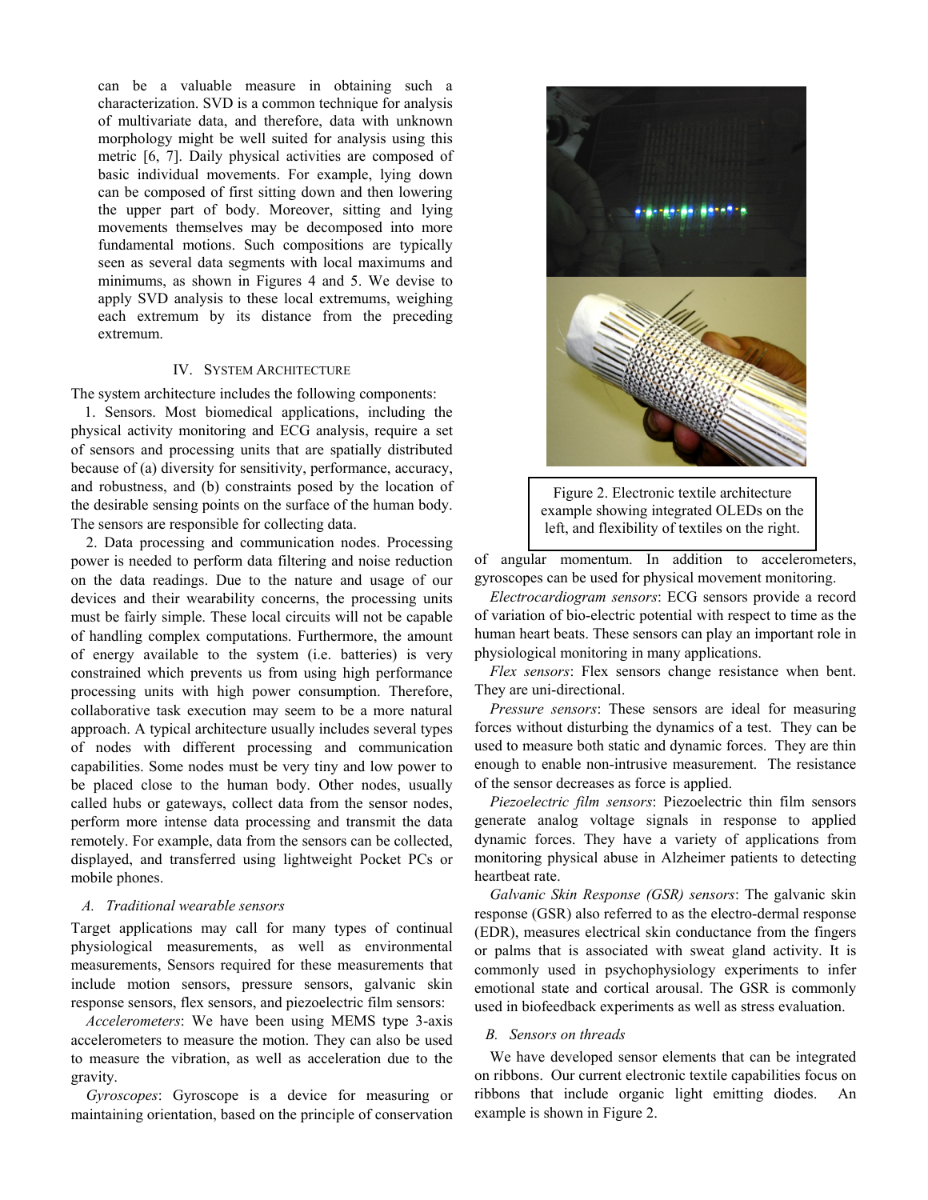can be a valuable measure in obtaining such a characterization. SVD is a common technique for analysis of multivariate data, and therefore, data with unknown morphology might be well suited for analysis using this metric [6, 7]. Daily physical activities are composed of basic individual movements. For example, lying down can be composed of first sitting down and then lowering the upper part of body. Moreover, sitting and lying movements themselves may be decomposed into more fundamental motions. Such compositions are typically seen as several data segments with local maximums and minimums, as shown in Figures 4 and 5. We devise to apply SVD analysis to these local extremums, weighing each extremum by its distance from the preceding extremum.

## IV. System Architecture

The system architecture includes the following components:

1. Sensors. Most biomedical applications, including the physical activity monitoring and ECG analysis, require a set of sensors and processing units that are spatially distributed because of (a) diversity for sensitivity, performance, accuracy, and robustness, and (b) constraints posed by the location of the desirable sensing points on the surface of the human body. The sensors are responsible for collecting data.

2. Data processing and communication nodes. Processing power is needed to perform data filtering and noise reduction on the data readings. Due to the nature and usage of our devices and their wearability concerns, the processing units must be fairly simple. These local circuits will not be capable of handling complex computations. Furthermore, the amount of energy available to the system (i.e. batteries) is very constrained which prevents us from using high performance processing units with high power consumption. Therefore, collaborative task execution may seem to be a more natural approach. A typical architecture usually includes several types of nodes with different processing and communication capabilities. Some nodes must be very tiny and low power to be placed close to the human body. Other nodes, usually called hubs or gateways, collect data from the sensor nodes, perform more intense data processing and transmit the data remotely. For example, data from the sensors can be collected, displayed, and transferred using lightweight Pocket PCs or mobile phones.

### A. Traditional wearable sensors

Target applications may call for many types of continual physiological measurements, as well as environmental measurements, Sensors required for these measurements that include motion sensors, pressure sensors, galvanic skin response sensors, flex sensors, and piezoelectric film sensors:

*Accelerometers*: We have been using MEMS type 3-axis accelerometers to measure the motion. They can also be used to measure the vibration, as well as acceleration due to the gravity.

*Gyroscopes*: Gyroscope is a device for measuring or maintaining orientation, based on the principle of conservation of angular momentum. In addition to accelerometers, gyroscopes can be used for physical movement monitoring.

Figure 2. Electronic textile architecture example showing integrated OLEDs on the left, and flexibility of textiles on the right.

*Electrocardiogram sensors*: ECG sensors provide a record of variation of bio-electric potential with respect to time as the human heart beats. These sensors can play an important role in physiological monitoring in many applications.

*Flex sensors*: Flex sensors change resistance when bent. They are uni-directional.

*Pressure sensors*: These sensors are ideal for measuring forces without disturbing the dynamics of a test. They can be used to measure both static and dynamic forces. They are thin enough to enable non-intrusive measurement. The resistance of the sensor decreases as force is applied.

*Piezoelectric film sensors*: Piezoelectric thin film sensors generate analog voltage signals in response to applied dynamic forces. They have a variety of applications from monitoring physical abuse in Alzheimer patients to detecting heartbeat rate.

*Galvanic Skin Response (GSR) sensors*: The galvanic skin response (GSR) also referred to as the electro-dermal response (EDR), measures electrical skin conductance from the fingers or palms that is associated with sweat gland activity. It is commonly used in psychophysiology experiments to infer emotional state and cortical arousal. The GSR is commonly used in biofeedback experiments as well as stress evaluation.

### B. Sensors on threads

We have developed sensor elements that can be integrated on ribbons. Our current electronic textile capabilities focus on ribbons that include organic light emitting diodes. An example is shown in Figure 2.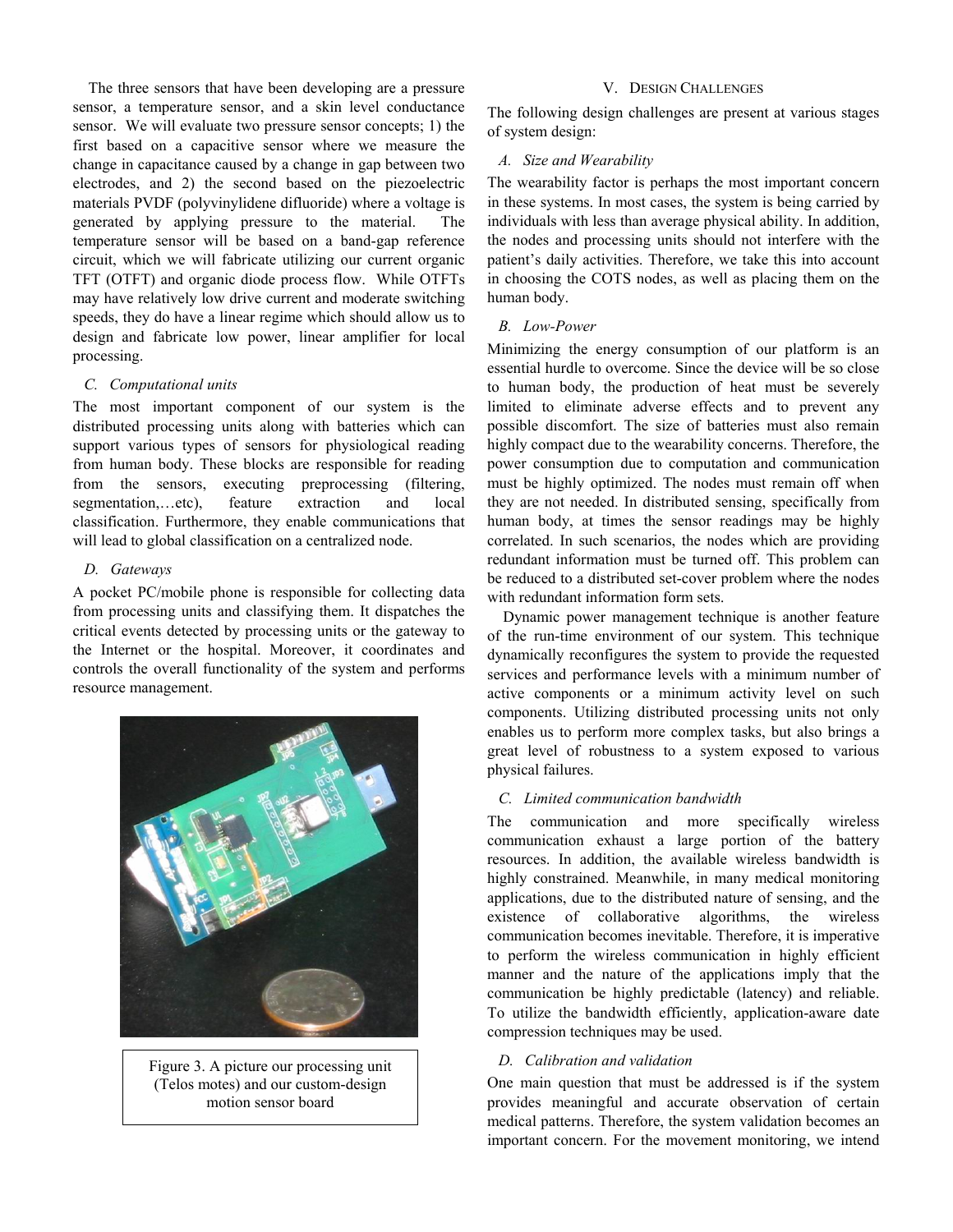The three sensors that have been developing are a pressure sensor, a temperature sensor, and a skin level conductance sensor. We will evaluate two pressure sensor concepts; 1) the first based on a capacitive sensor where we measure the change in capacitance caused by a change in gap between two electrodes, and 2) the second based on the piezoelectric materials PVDF (polyvinylidene difluoride) where a voltage is generated by applying pressure to the material. The temperature sensor will be based on a band-gap reference circuit, which we will fabricate utilizing our current organic TFT (OTFT) and organic diode process flow. While OTFTs may have relatively low drive current and moderate switching speeds, they do have a linear regime which should allow us to design and fabricate low power, linear amplifier for local processing.

### C. Computational units

The most important component of our system is the distributed processing units along with batteries which can support various types of sensors for physiological reading from human body. These blocks are responsible for reading from the sensors, executing preprocessing (filtering, segmentation,…etc), feature extraction and local classification. Furthermore, they enable communications that will lead to global classification on a centralized node.

### D. Gateways

A pocket PC/mobile phone is responsible for collecting data from processing units and classifying them. It dispatches the critical events detected by processing units or the gateway to the Internet or the hospital. Moreover, it coordinates and controls the overall functionality of the system and performs resource management.

Figure 3. A picture our processing unit (Telos motes) and our custom-design motion sensor board

## V. Design Challenges

The following design challenges are present at various stages of system design:

### A. Size and Wearability

The wearability factor is perhaps the most important concern in these systems. In most cases, the system is being carried by individuals with less than average physical ability. In addition, the nodes and processing units should not interfere with the patient's daily activities. Therefore, we take this into account in choosing the COTS nodes, as well as placing them on the human body.

### B. Low-Power

Minimizing the energy consumption of our platform is an essential hurdle to overcome. Since the device will be so close to human body, the production of heat must be severely limited to eliminate adverse effects and to prevent any possible discomfort. The size of batteries must also remain highly compact due to the wearability concerns. Therefore, the power consumption due to computation and communication must be highly optimized. The nodes must remain off when they are not needed. In distributed sensing, specifically from human body, at times the sensor readings may be highly correlated. In such scenarios, the nodes which are providing redundant information must be turned off. This problem can be reduced to a distributed set-cover problem where the nodes with redundant information form sets.

Dynamic power management technique is another feature of the run-time environment of our system. This technique dynamically reconfigures the system to provide the requested services and performance levels with a minimum number of active components or a minimum activity level on such components. Utilizing distributed processing units not only enables us to perform more complex tasks, but also brings a great level of robustness to a system exposed to various physical failures.

### C. Limited communication bandwidth

The communication and more specifically wireless communication exhaust a large portion of the battery resources. In addition, the available wireless bandwidth is highly constrained. Meanwhile, in many medical monitoring applications, due to the distributed nature of sensing, and the existence of collaborative algorithms, the wireless communication becomes inevitable. Therefore, it is imperative to perform the wireless communication in highly efficient manner and the nature of the applications imply that the communication be highly predictable (latency) and reliable. To utilize the bandwidth efficiently, application-aware date compression techniques may be used.

### D. Calibration and validation

One main question that must be addressed is if the system provides meaningful and accurate observation of certain medical patterns. Therefore, the system validation becomes an important concern. For the movement monitoring, we intend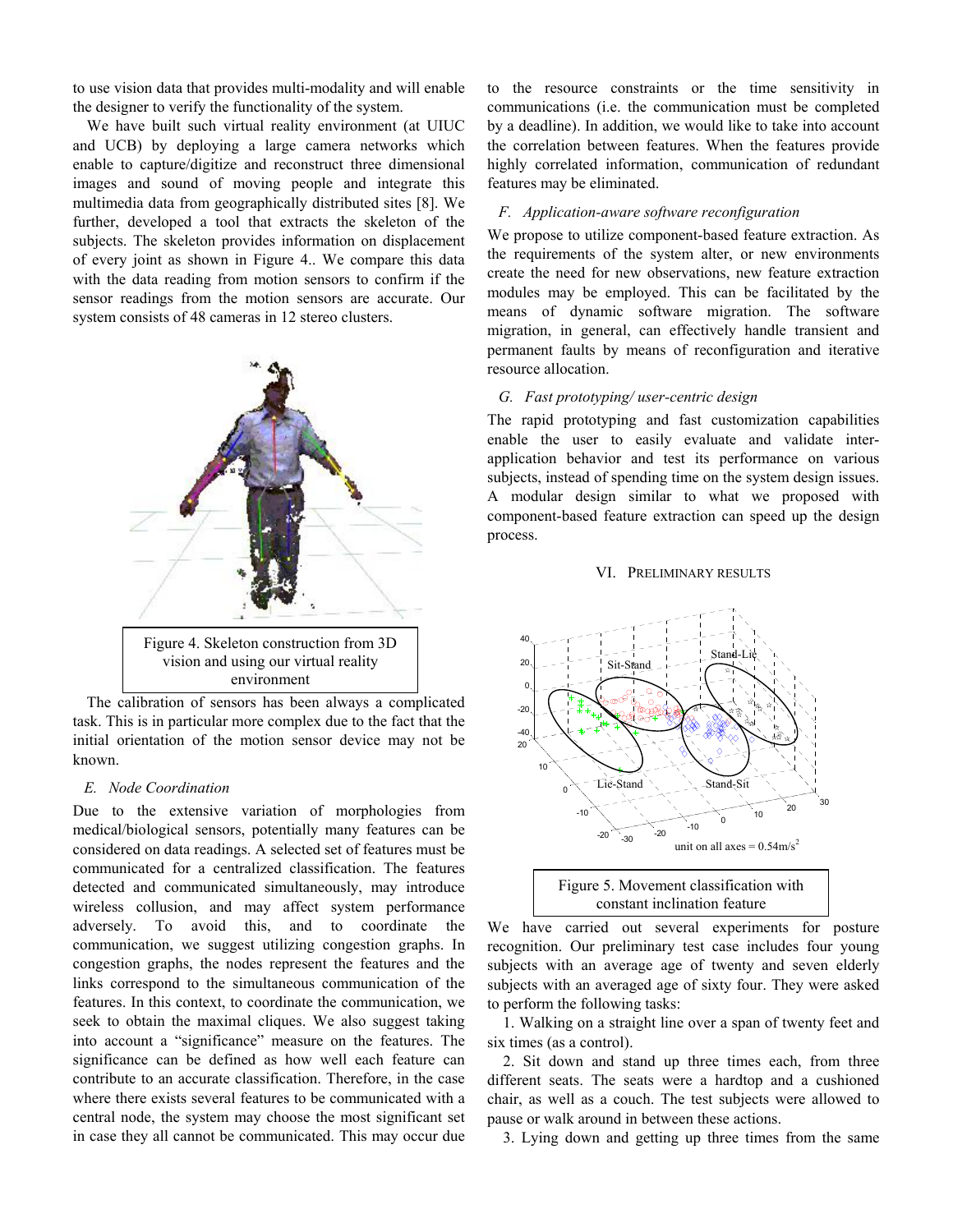to use vision data that provides multi-modality and will enable the designer to verify the functionality of the system.

We have built such virtual reality environment (at UIUC and UCB) by deploying a large camera networks which enable to capture/digitize and reconstruct three dimensional images and sound of moving people and integrate this multimedia data from geographically distributed sites [8]. We further, developed a tool that extracts the skeleton of the subjects. The skeleton provides information on displacement of every joint as shown in Figure 4.. We compare this data with the data reading from motion sensors to confirm if the sensor readings from the motion sensors are accurate. Our system consists of 48 cameras in 12 stereo clusters.

Figure 4. Skeleton construction from 3D vision and using our virtual reality environment

The calibration of sensors has been always a complicated task. This is in particular more complex due to the fact that the initial orientation of the motion sensor device may not be known.

### *E. Node Coordination*

Due to the extensive variation of morphologies from medical/biological sensors, potentially many features can be considered on data readings. A selected set of features must be communicated for a centralized classification. The features detected and communicated simultaneously, may introduce wireless collusion, and may affect system performance adversely. To avoid this, and to coordinate the communication, we suggest utilizing congestion graphs. In congestion graphs, the nodes represent the features and the links correspond to the simultaneous communication of the features. In this context, to coordinate the communication, we seek to obtain the maximal cliques. We also suggest taking into account a "significance" measure on the features. The significance can be defined as how well each feature can contribute to an accurate classification. Therefore, in the case where there exists several features to be communicated with a central node, the system may choose the most significant set in case they all cannot be communicated. This may occur due to the resource constraints or the time sensitivity in communications (i.e. the communication must be completed by a deadline). In addition, we would like to take into account the correlation between features. When the features provide highly correlated information, communication of redundant features may be eliminated.

### *F. Application-aware software reconfiguration*

We propose to utilize component-based feature extraction. As the requirements of the system alter, or new environments create the need for new observations, new feature extraction modules may be employed. This can be facilitated by the means of dynamic software migration. The software migration, in general, can effectively handle transient and permanent faults by means of reconfiguration and iterative resource allocation.

### *G. Fast prototyping/ user-centric design*

The rapid prototyping and fast customization capabilities enable the user to easily evaluate and validate inter-application behavior and test its performance on various subjects, instead of spending time on the system design issues. A modular design similar to what we proposed with component-based feature extraction can speed up the design process.

## VI. Preliminary Results

Figure 5. Movement classification with constant inclination feature

We have carried out several experiments for posture recognition. Our preliminary test case includes four young subjects with an average age of twenty and seven elderly subjects with an averaged age of sixty four. They were asked to perform the following tasks:

1. Walking on a straight line over a span of twenty feet and six times (as a control).
2. Sit down and stand up three times each, from three different seats. The seats were a hardtop and a cushioned chair, as well as a couch. The test subjects were allowed to pause or walk around in between these actions.
3. Lying down and getting up three times from the same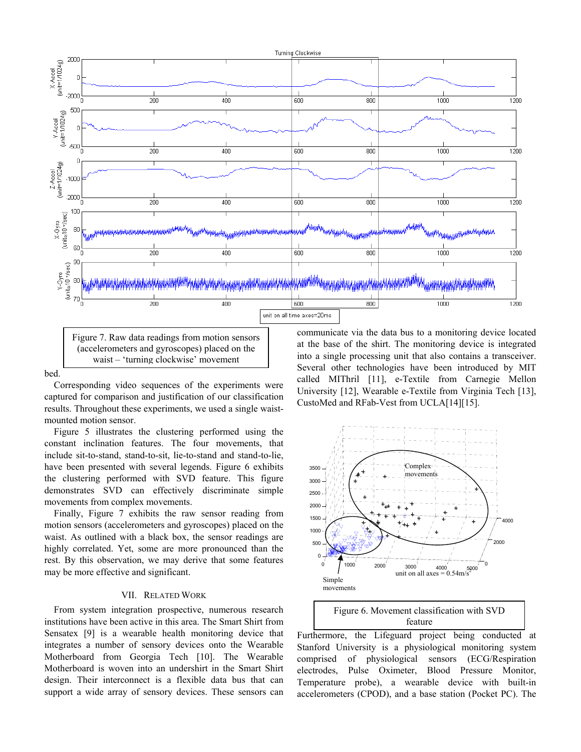Figure 7. Raw data readings from motion sensors (accelerometers and gyroscopes) placed on the waist – 'turning clockwise' movement

bed.

Corresponding video sequences of the experiments were captured for comparison and justification of our classification results. Throughout these experiments, we used a single waist-mounted motion sensor.

Figure 5 illustrates the clustering performed using the constant inclination features. The four movements, that include sit-to-stand, stand-to-sit, lie-to-stand and stand-to-lie, have been presented with several legends. Figure 6 exhibits the clustering performed with SVD feature. This figure demonstrates SVD can effectively discriminate simple movements from complex movements.

Finally, Figure 7 exhibits the raw sensor reading from motion sensors (accelerometers and gyroscopes) placed on the waist. As outlined with a black box, the sensor readings are highly correlated. Yet, some are more pronounced than the rest. By this observation, we may derive that some features may be more effective and significant.

## VII. Related Work

From system integration prospective, numerous research institutions have been active in this area. The Smart Shirt from Sensatex [9] is a wearable health monitoring device that integrates a number of sensory devices onto the Wearable Motherboard from Georgia Tech [10]. The Wearable Motherboard is woven into an undershirt in the Smart Shirt design. Their interconnect is a flexible data bus that can support a wide array of sensory devices. These sensors can communicate via the data bus to a monitoring device located at the base of the shirt. The monitoring device is integrated into a single processing unit that also contains a transceiver. Several other technologies have been introduced by MIT called MIThril [11], e-Textile from Carnegie Mellon University [12], Wearable e-Textile from Virginia Tech [13], CustoMed and RFab-Vest from UCLA[14][15].

Figure 6. Movement classification with SVD feature

Furthermore, the Lifeguard project being conducted at Stanford University is a physiological monitoring system comprised of physiological sensors (ECG/Respiration electrodes, Pulse Oximeter, Blood Pressure Monitor, Temperature probe), a wearable device with built-in accelerometers (CPOD), and a base station (Pocket PC). The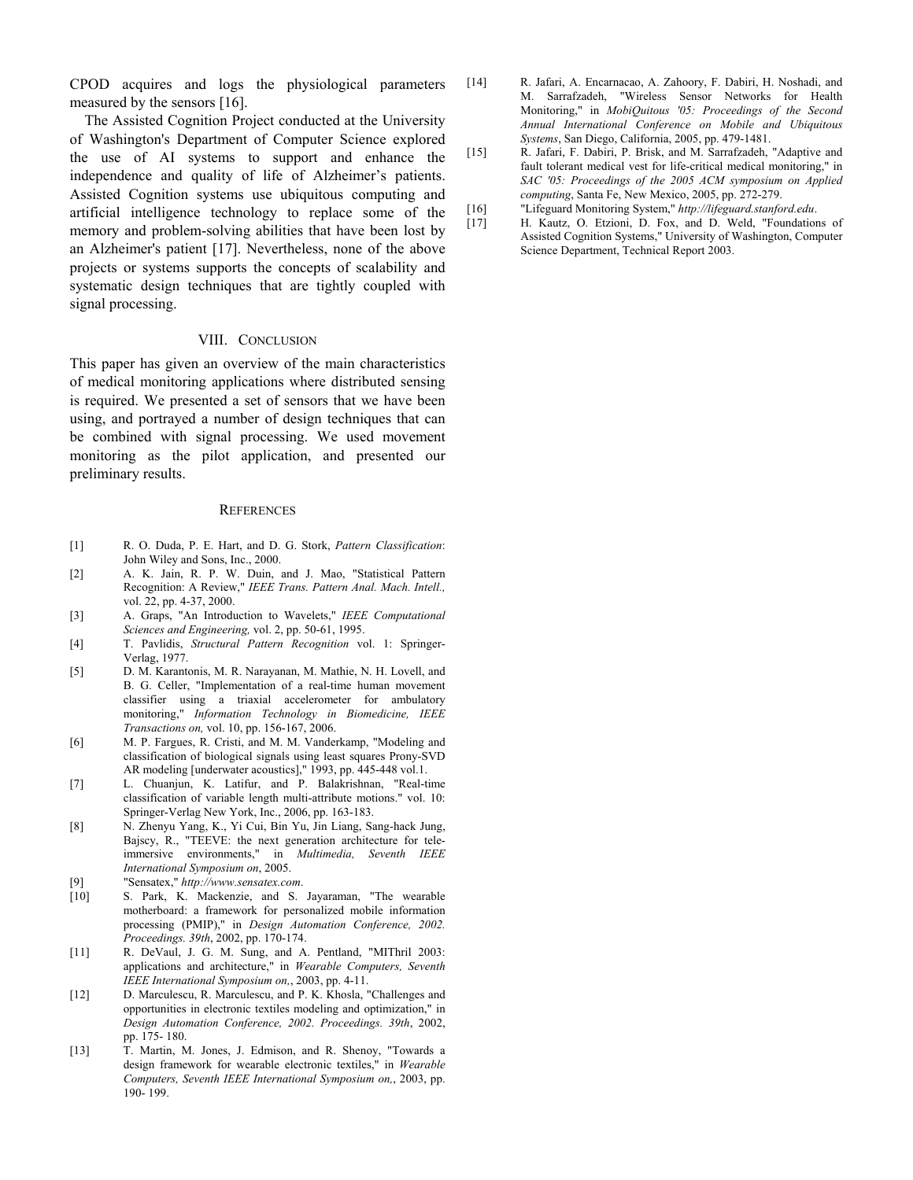CPOD acquires and logs the physiological parameters measured by the sensors [16].

The Assisted Cognition Project conducted at the University of Washington's Department of Computer Science explored the use of AI systems to support and enhance the independence and quality of life of Alzheimer's patients. Assisted Cognition systems use ubiquitous computing and artificial intelligence technology to replace some of the memory and problem-solving abilities that have been lost by an Alzheimer's patient [17]. Nevertheless, none of the above projects or systems supports the concepts of scalability and systematic design techniques that are tightly coupled with signal processing.

## VIII. Conclusion

This paper has given an overview of the main characteristics of medical monitoring applications where distributed sensing is required. We presented a set of sensors that we have been using, and portrayed a number of design techniques that can be combined with signal processing. We used movement monitoring as the pilot application, and presented our preliminary results.

## References

[1] R. O. Duda, P. E. Hart, and D. G. Stork, *Pattern Classification*: John Wiley and Sons, Inc., 2000.

[2] A. K. Jain, R. P. W. Duin, and J. Mao, "Statistical Pattern Recognition: A Review," *IEEE Trans. Pattern Anal. Mach. Intell.,* vol. 22, pp. 4-37, 2000.

[3] A. Graps, "An Introduction to Wavelets," *IEEE Computational Sciences and Engineering,* vol. 2, pp. 50-61, 1995.

[4] T. Pavlidis, *Structural Pattern Recognition* vol. 1: Springer-Verlag, 1977.

[5] D. M. Karantonis, M. R. Narayanan, M. Mathie, N. H. Lovell, and B. G. Celler, "Implementation of a real-time human movement classifier using a triaxial accelerometer for ambulatory monitoring," *Information Technology in Biomedicine, IEEE Transactions on,* vol. 10, pp. 156-167, 2006.

[6] M. P. Fargues, R. Cristi, and M. M. Vanderkamp, "Modeling and classification of biological signals using least squares Prony-SVD AR modeling [underwater acoustics]," 1993, pp. 445-448 vol.1.

[7] L. Chuanjun, K. Latifur, and P. Balakrishnan, "Real-time classification of variable length multi-attribute motions." vol. 10: Springer-Verlag New York, Inc., 2006, pp. 163-183.

[8] N. Zhenyu Yang, K., Yi Cui, Bin Yu, Jin Liang, Sang-hack Jung, Bajscy, R., "TEEVE: the next generation architecture for tele-immersive environments," in *Multimedia, Seventh IEEE International Symposium on*, 2005.

[9] "Sensatex," *http://www.sensatex.com*.

[10] S. Park, K. Mackenzie, and S. Jayaraman, "The wearable motherboard: a framework for personalized mobile information processing (PMIP)," in *Design Automation Conference, 2002. Proceedings. 39th*, 2002, pp. 170-174.

[11] R. DeVaul, J. G. M. Sung, and A. Pentland, "MIThril 2003: applications and architecture," in *Wearable Computers, Seventh IEEE International Symposium on,*, 2003, pp. 4-11.

[12] D. Marculescu, R. Marculescu, and P. K. Khosla, "Challenges and opportunities in electronic textiles modeling and optimization," in *Design Automation Conference, 2002. Proceedings. 39th*, 2002, pp. 175- 180.

[13] T. Martin, M. Jones, J. Edmison, and R. Shenoy, "Towards a design framework for wearable electronic textiles," in *Wearable Computers, Seventh IEEE International Symposium on,*, 2003, pp. 190- 199.

[14] R. Jafari, A. Encarnacao, A. Zahoory, F. Dabiri, H. Noshadi, and M. Sarrafzadeh, "Wireless Sensor Networks for Health Monitoring," in *MobiQuitous '05: Proceedings of the Second Annual International Conference on Mobile and Ubiquitous Systems*, San Diego, California, 2005, pp. 479-1481.

[15] R. Jafari, F. Dabiri, P. Brisk, and M. Sarrafzadeh, "Adaptive and fault tolerant medical vest for life-critical medical monitoring," in *SAC '05: Proceedings of the 2005 ACM symposium on Applied computing*, Santa Fe, New Mexico, 2005, pp. 272-279.

[16] "Lifeguard Monitoring System," *http://lifeguard.stanford.edu*.

[17] H. Kautz, O. Etzioni, D. Fox, and D. Weld, "Foundations of Assisted Cognition Systems," University of Washington, Computer Science Department, Technical Report 2003.